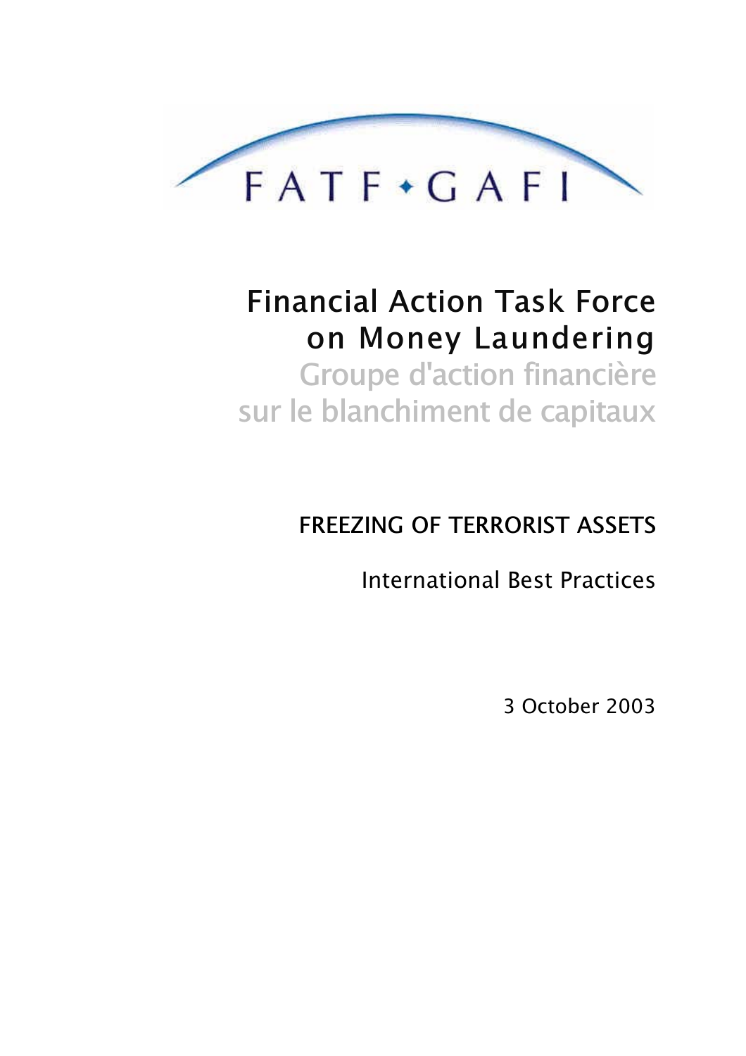FATF • GAFI

# Financial Action Task Force on Money Laundering

Groupe d'action financière sur le blanchiment de capitaux

## FREEZING OF TERRORIST ASSETS

International Best Practices

3 October 2003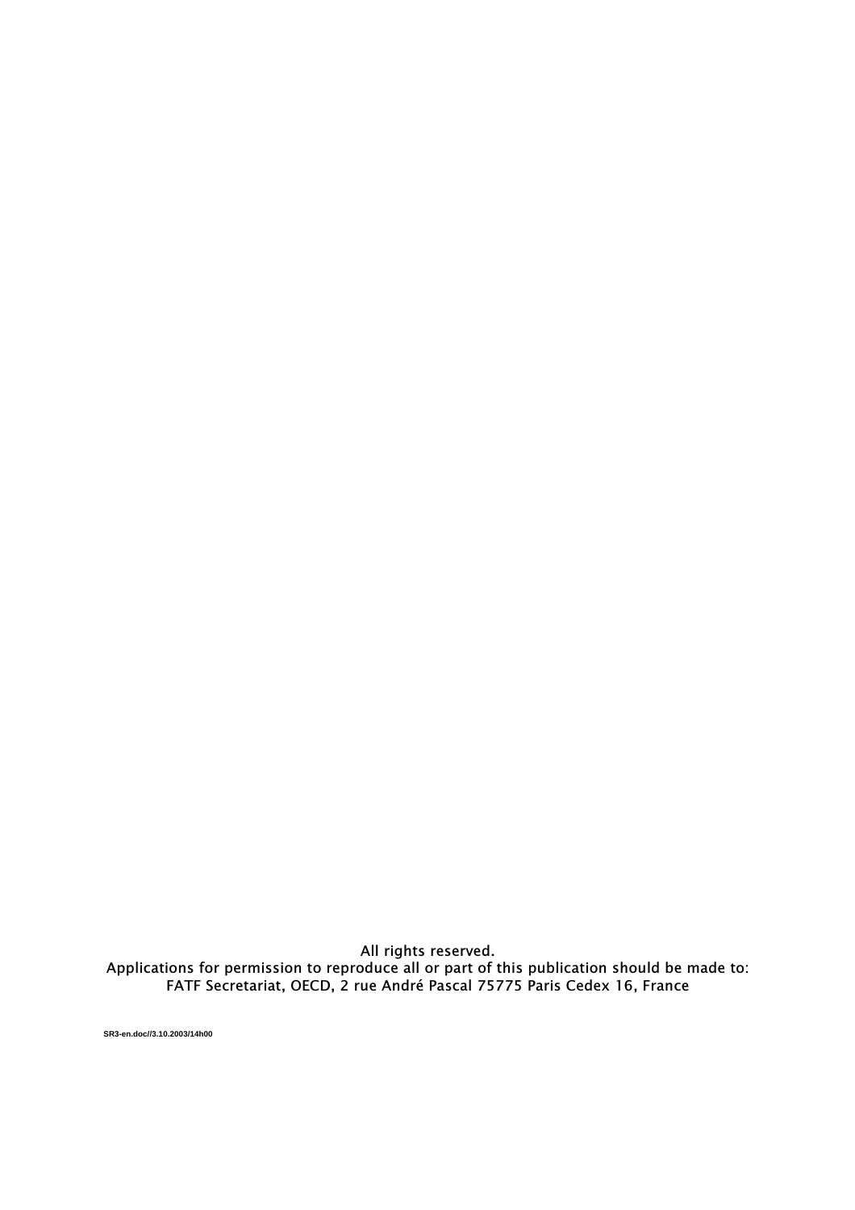All rights reserved.
Applications for permission to reproduce all or part of this publication should be made to:
FATF Secretariat, OECD, 2 rue André Pascal 75775 Paris Cedex 16, France

**SR3-en.doc//3.10.2003/14h00**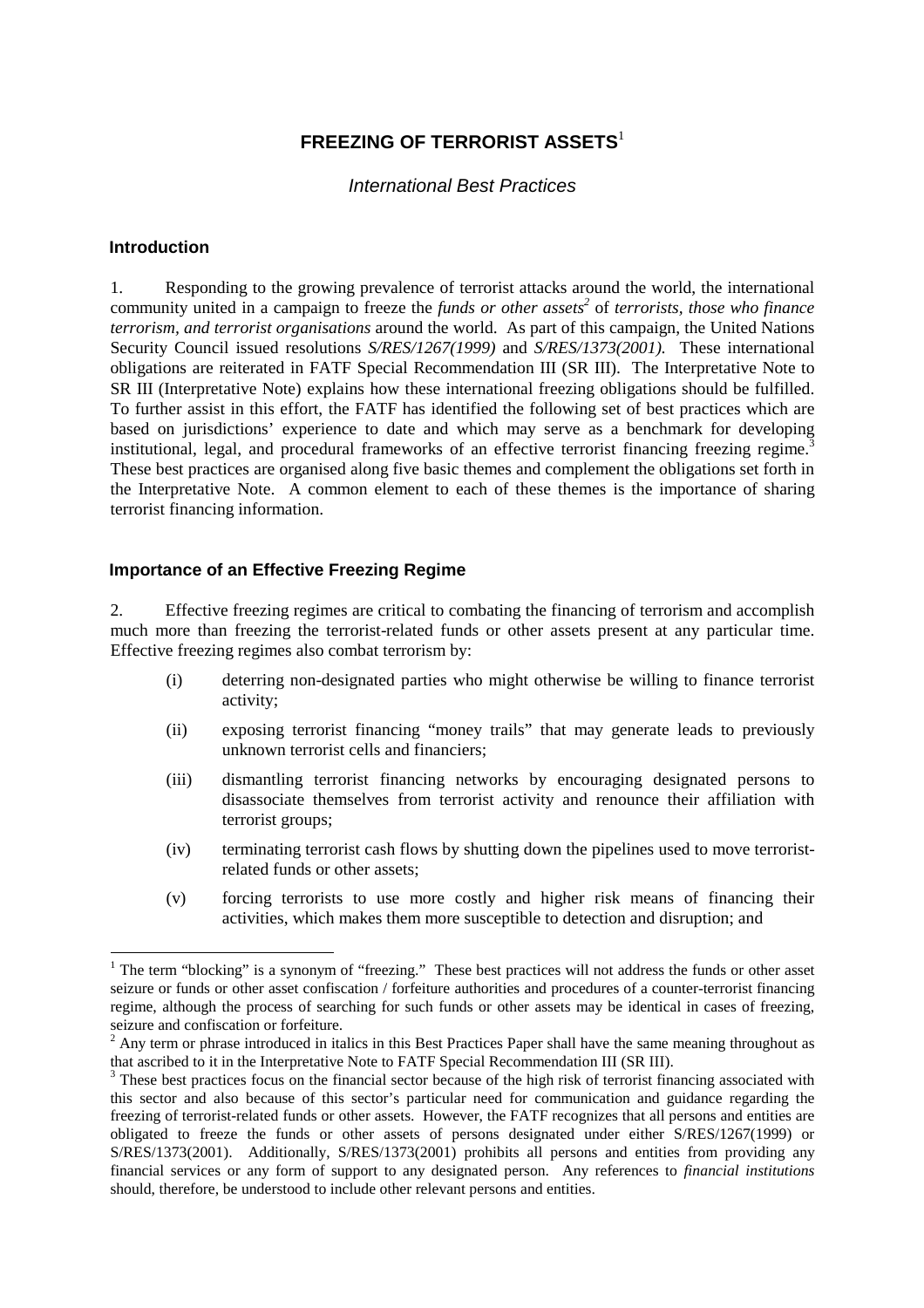# FREEZING OF TERRORIST ASSETS[1]

*International Best Practices*

## Introduction

1. Responding to the growing prevalence of terrorist attacks around the world, the international community united in a campaign to freeze the *funds or other assets*[2] of *terrorists, those who finance terrorism, and terrorist organisations* around the world. As part of this campaign, the United Nations Security Council issued resolutions *S/RES/1267(1999)* and *S/RES/1373(2001).* These international obligations are reiterated in FATF Special Recommendation III (SR III). The Interpretative Note to SR III (Interpretative Note) explains how these international freezing obligations should be fulfilled. To further assist in this effort, the FATF has identified the following set of best practices which are based on jurisdictions' experience to date and which may serve as a benchmark for developing institutional, legal, and procedural frameworks of an effective terrorist financing freezing regime.[3] These best practices are organised along five basic themes and complement the obligations set forth in the Interpretative Note. A common element to each of these themes is the importance of sharing terrorist financing information.

## Importance of an Effective Freezing Regime

2. Effective freezing regimes are critical to combating the financing of terrorism and accomplish much more than freezing the terrorist-related funds or other assets present at any particular time. Effective freezing regimes also combat terrorism by:

   (i) deterring non-designated parties who might otherwise be willing to finance terrorist activity;

   (ii) exposing terrorist financing "money trails" that may generate leads to previously unknown terrorist cells and financiers;

   (iii) dismantling terrorist financing networks by encouraging designated persons to disassociate themselves from terrorist activity and renounce their affiliation with terrorist groups;

   (iv) terminating terrorist cash flows by shutting down the pipelines used to move terrorist-related funds or other assets;

   (v) forcing terrorists to use more costly and higher risk means of financing their activities, which makes them more susceptible to detection and disruption; and

---

[1] The term "blocking" is a synonym of "freezing." These best practices will not address the funds or other asset seizure or funds or other asset confiscation / forfeiture authorities and procedures of a counter-terrorist financing regime, although the process of searching for such funds or other assets may be identical in cases of freezing, seizure and confiscation or forfeiture.

[2] Any term or phrase introduced in italics in this Best Practices Paper shall have the same meaning throughout as that ascribed to it in the Interpretative Note to FATF Special Recommendation III (SR III).

[3] These best practices focus on the financial sector because of the high risk of terrorist financing associated with this sector and also because of this sector's particular need for communication and guidance regarding the freezing of terrorist-related funds or other assets. However, the FATF recognizes that all persons and entities are obligated to freeze the funds or other assets of persons designated under either S/RES/1267(1999) or S/RES/1373(2001). Additionally, S/RES/1373(2001) prohibits all persons and entities from providing any financial services or any form of support to any designated person. Any references to *financial institutions* should, therefore, be understood to include other relevant persons and entities.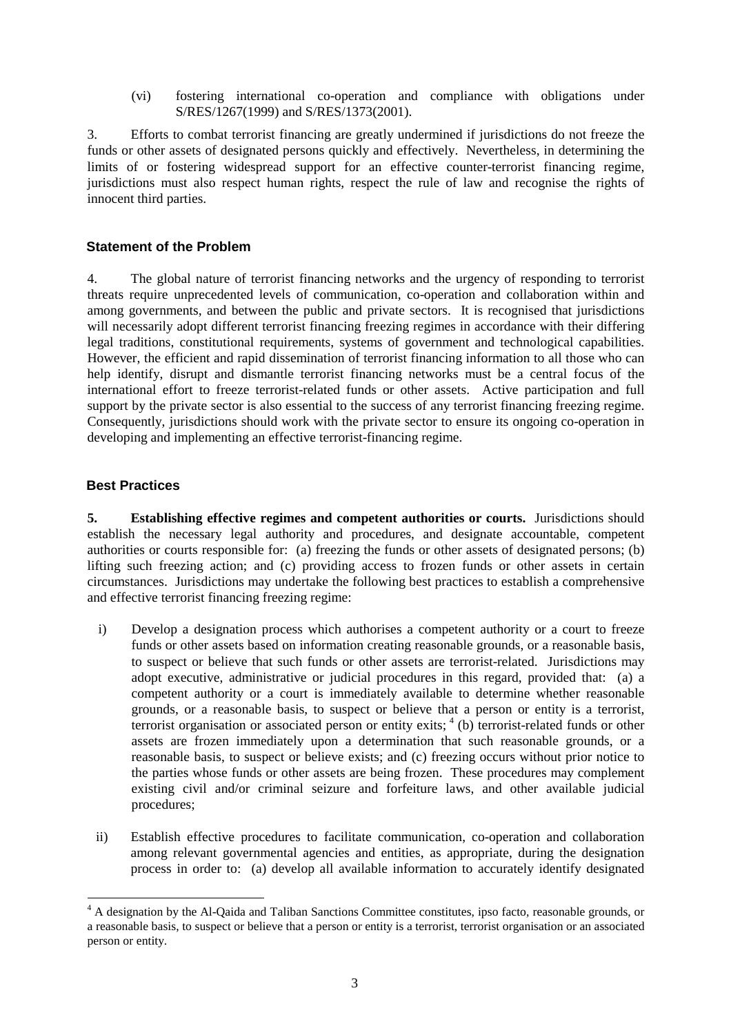(vi) fostering international co-operation and compliance with obligations under S/RES/1267(1999) and S/RES/1373(2001).

3. Efforts to combat terrorist financing are greatly undermined if jurisdictions do not freeze the funds or other assets of designated persons quickly and effectively. Nevertheless, in determining the limits of or fostering widespread support for an effective counter-terrorist financing regime, jurisdictions must also respect human rights, respect the rule of law and recognise the rights of innocent third parties.

## Statement of the Problem

4. The global nature of terrorist financing networks and the urgency of responding to terrorist threats require unprecedented levels of communication, co-operation and collaboration within and among governments, and between the public and private sectors. It is recognised that jurisdictions will necessarily adopt different terrorist financing freezing regimes in accordance with their differing legal traditions, constitutional requirements, systems of government and technological capabilities. However, the efficient and rapid dissemination of terrorist financing information to all those who can help identify, disrupt and dismantle terrorist financing networks must be a central focus of the international effort to freeze terrorist-related funds or other assets. Active participation and full support by the private sector is also essential to the success of any terrorist financing freezing regime. Consequently, jurisdictions should work with the private sector to ensure its ongoing co-operation in developing and implementing an effective terrorist-financing regime.

## Best Practices

**5. Establishing effective regimes and competent authorities or courts.** Jurisdictions should establish the necessary legal authority and procedures, and designate accountable, competent authorities or courts responsible for: (a) freezing the funds or other assets of designated persons; (b) lifting such freezing action; and (c) providing access to frozen funds or other assets in certain circumstances. Jurisdictions may undertake the following best practices to establish a comprehensive and effective terrorist financing freezing regime:

i) Develop a designation process which authorises a competent authority or a court to freeze funds or other assets based on information creating reasonable grounds, or a reasonable basis, to suspect or believe that such funds or other assets are terrorist-related. Jurisdictions may adopt executive, administrative or judicial procedures in this regard, provided that: (a) a competent authority or a court is immediately available to determine whether reasonable grounds, or a reasonable basis, to suspect or believe that a person or entity is a terrorist, terrorist organisation or associated person or entity exits; [4] (b) terrorist-related funds or other assets are frozen immediately upon a determination that such reasonable grounds, or a reasonable basis, to suspect or believe exists; and (c) freezing occurs without prior notice to the parties whose funds or other assets are being frozen. These procedures may complement existing civil and/or criminal seizure and forfeiture laws, and other available judicial procedures;

ii) Establish effective procedures to facilitate communication, co-operation and collaboration among relevant governmental agencies and entities, as appropriate, during the designation process in order to: (a) develop all available information to accurately identify designated

[4] A designation by the Al-Qaida and Taliban Sanctions Committee constitutes, ipso facto, reasonable grounds, or a reasonable basis, to suspect or believe that a person or entity is a terrorist, terrorist organisation or an associated person or entity.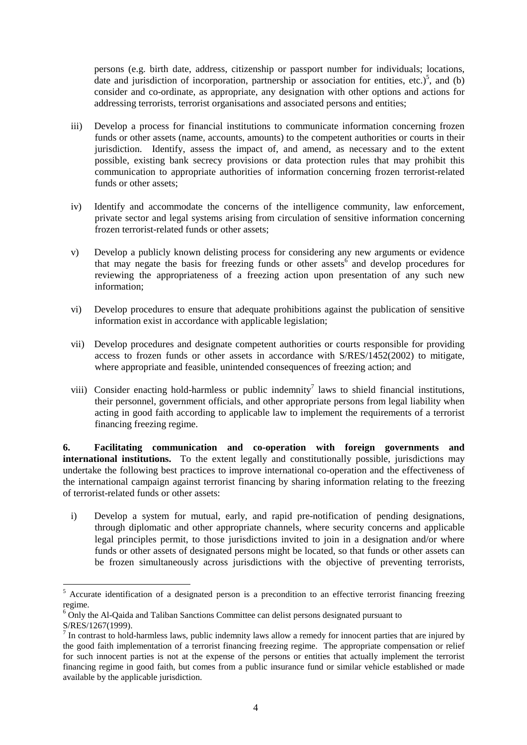persons (e.g. birth date, address, citizenship or passport number for individuals; locations, date and jurisdiction of incorporation, partnership or association for entities, etc.)[5], and (b) consider and co-ordinate, as appropriate, any designation with other options and actions for addressing terrorists, terrorist organisations and associated persons and entities;

iii) Develop a process for financial institutions to communicate information concerning frozen funds or other assets (name, accounts, amounts) to the competent authorities or courts in their jurisdiction. Identify, assess the impact of, and amend, as necessary and to the extent possible, existing bank secrecy provisions or data protection rules that may prohibit this communication to appropriate authorities of information concerning frozen terrorist-related funds or other assets;

iv) Identify and accommodate the concerns of the intelligence community, law enforcement, private sector and legal systems arising from circulation of sensitive information concerning frozen terrorist-related funds or other assets;

v) Develop a publicly known delisting process for considering any new arguments or evidence that may negate the basis for freezing funds or other assets[6] and develop procedures for reviewing the appropriateness of a freezing action upon presentation of any such new information;

vi) Develop procedures to ensure that adequate prohibitions against the publication of sensitive information exist in accordance with applicable legislation;

vii) Develop procedures and designate competent authorities or courts responsible for providing access to frozen funds or other assets in accordance with S/RES/1452(2002) to mitigate, where appropriate and feasible, unintended consequences of freezing action; and

viii) Consider enacting hold-harmless or public indemnity[7] laws to shield financial institutions, their personnel, government officials, and other appropriate persons from legal liability when acting in good faith according to applicable law to implement the requirements of a terrorist financing freezing regime.

**6. Facilitating communication and co-operation with foreign governments and international institutions.** To the extent legally and constitutionally possible, jurisdictions may undertake the following best practices to improve international co-operation and the effectiveness of the international campaign against terrorist financing by sharing information relating to the freezing of terrorist-related funds or other assets:

i) Develop a system for mutual, early, and rapid pre-notification of pending designations, through diplomatic and other appropriate channels, where security concerns and applicable legal principles permit, to those jurisdictions invited to join in a designation and/or where funds or other assets of designated persons might be located, so that funds or other assets can be frozen simultaneously across jurisdictions with the objective of preventing terrorists,

---

[5] Accurate identification of a designated person is a precondition to an effective terrorist financing freezing regime.

[6] Only the Al-Qaida and Taliban Sanctions Committee can delist persons designated pursuant to S/RES/1267(1999).

[7] In contrast to hold-harmless laws, public indemnity laws allow a remedy for innocent parties that are injured by the good faith implementation of a terrorist financing freezing regime. The appropriate compensation or relief for such innocent parties is not at the expense of the persons or entities that actually implement the terrorist financing regime in good faith, but comes from a public insurance fund or similar vehicle established or made available by the applicable jurisdiction.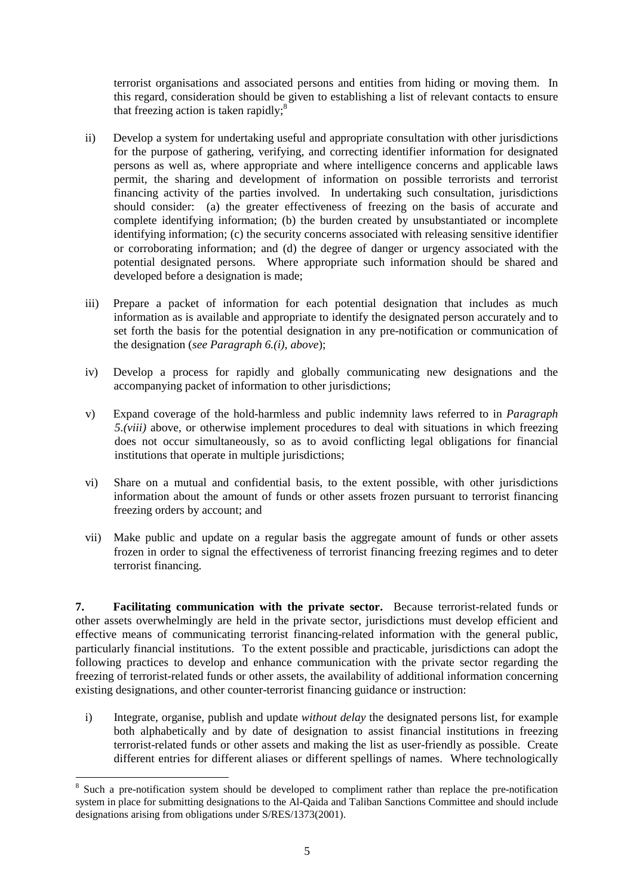terrorist organisations and associated persons and entities from hiding or moving them. In this regard, consideration should be given to establishing a list of relevant contacts to ensure that freezing action is taken rapidly;[8]

ii) Develop a system for undertaking useful and appropriate consultation with other jurisdictions for the purpose of gathering, verifying, and correcting identifier information for designated persons as well as, where appropriate and where intelligence concerns and applicable laws permit, the sharing and development of information on possible terrorists and terrorist financing activity of the parties involved. In undertaking such consultation, jurisdictions should consider: (a) the greater effectiveness of freezing on the basis of accurate and complete identifying information; (b) the burden created by unsubstantiated or incomplete identifying information; (c) the security concerns associated with releasing sensitive identifier or corroborating information; and (d) the degree of danger or urgency associated with the potential designated persons. Where appropriate such information should be shared and developed before a designation is made;

iii) Prepare a packet of information for each potential designation that includes as much information as is available and appropriate to identify the designated person accurately and to set forth the basis for the potential designation in any pre-notification or communication of the designation (*see Paragraph 6.(i), above*);

iv) Develop a process for rapidly and globally communicating new designations and the accompanying packet of information to other jurisdictions;

v) Expand coverage of the hold-harmless and public indemnity laws referred to in *Paragraph 5.(viii)* above, or otherwise implement procedures to deal with situations in which freezing does not occur simultaneously, so as to avoid conflicting legal obligations for financial institutions that operate in multiple jurisdictions;

vi) Share on a mutual and confidential basis, to the extent possible, with other jurisdictions information about the amount of funds or other assets frozen pursuant to terrorist financing freezing orders by account; and

vii) Make public and update on a regular basis the aggregate amount of funds or other assets frozen in order to signal the effectiveness of terrorist financing freezing regimes and to deter terrorist financing.

**7. Facilitating communication with the private sector.** Because terrorist-related funds or other assets overwhelmingly are held in the private sector, jurisdictions must develop efficient and effective means of communicating terrorist financing-related information with the general public, particularly financial institutions. To the extent possible and practicable, jurisdictions can adopt the following practices to develop and enhance communication with the private sector regarding the freezing of terrorist-related funds or other assets, the availability of additional information concerning existing designations, and other counter-terrorist financing guidance or instruction:

i) Integrate, organise, publish and update *without delay* the designated persons list, for example both alphabetically and by date of designation to assist financial institutions in freezing terrorist-related funds or other assets and making the list as user-friendly as possible. Create different entries for different aliases or different spellings of names. Where technologically

[8] Such a pre-notification system should be developed to compliment rather than replace the pre-notification system in place for submitting designations to the Al-Qaida and Taliban Sanctions Committee and should include designations arising from obligations under S/RES/1373(2001).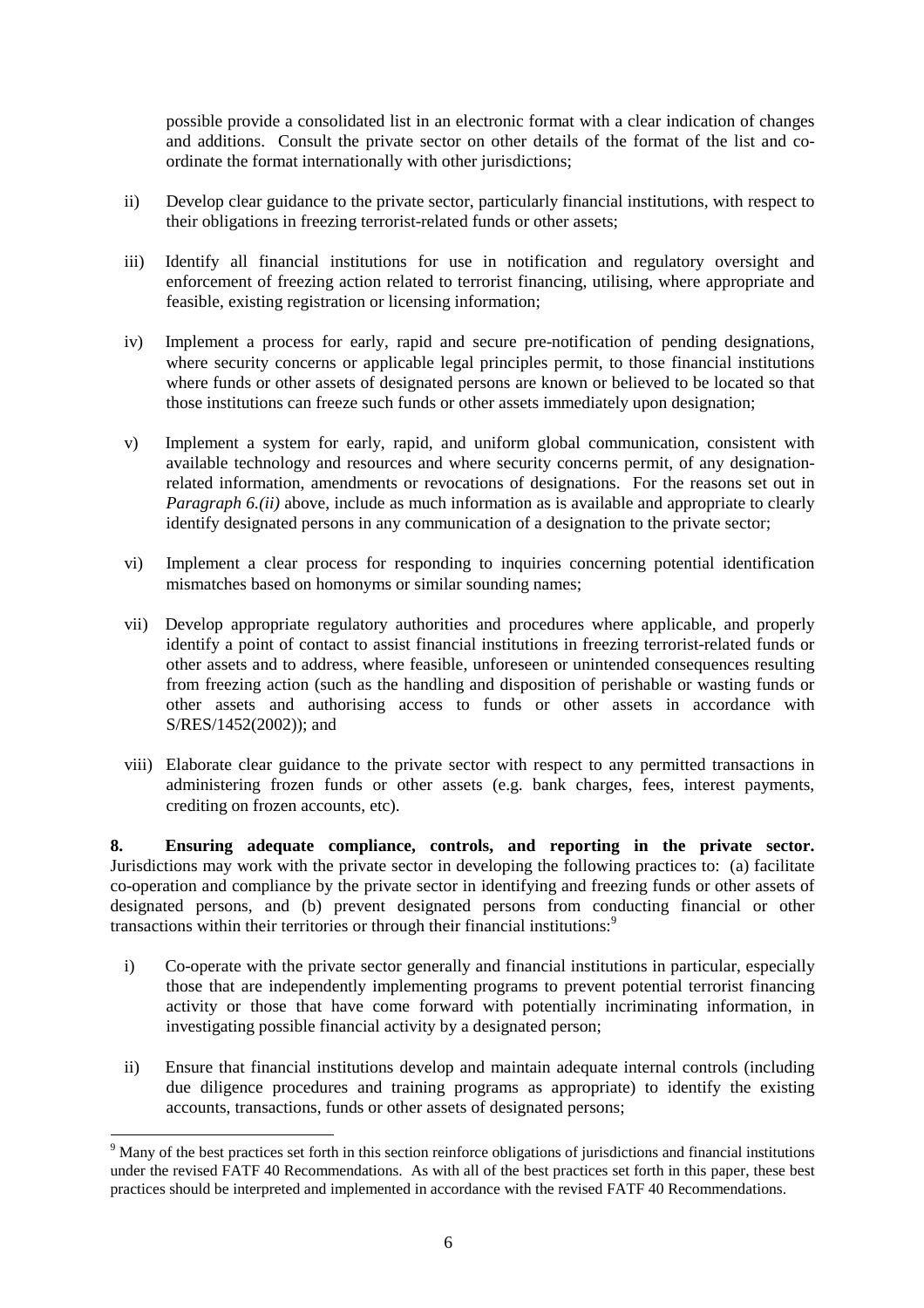possible provide a consolidated list in an electronic format with a clear indication of changes and additions. Consult the private sector on other details of the format of the list and co-ordinate the format internationally with other jurisdictions;

ii) Develop clear guidance to the private sector, particularly financial institutions, with respect to their obligations in freezing terrorist-related funds or other assets;

iii) Identify all financial institutions for use in notification and regulatory oversight and enforcement of freezing action related to terrorist financing, utilising, where appropriate and feasible, existing registration or licensing information;

iv) Implement a process for early, rapid and secure pre-notification of pending designations, where security concerns or applicable legal principles permit, to those financial institutions where funds or other assets of designated persons are known or believed to be located so that those institutions can freeze such funds or other assets immediately upon designation;

v) Implement a system for early, rapid, and uniform global communication, consistent with available technology and resources and where security concerns permit, of any designation-related information, amendments or revocations of designations. For the reasons set out in *Paragraph 6.(ii)* above, include as much information as is available and appropriate to clearly identify designated persons in any communication of a designation to the private sector;

vi) Implement a clear process for responding to inquiries concerning potential identification mismatches based on homonyms or similar sounding names;

vii) Develop appropriate regulatory authorities and procedures where applicable, and properly identify a point of contact to assist financial institutions in freezing terrorist-related funds or other assets and to address, where feasible, unforeseen or unintended consequences resulting from freezing action (such as the handling and disposition of perishable or wasting funds or other assets and authorising access to funds or other assets in accordance with S/RES/1452(2002)); and

viii) Elaborate clear guidance to the private sector with respect to any permitted transactions in administering frozen funds or other assets (e.g. bank charges, fees, interest payments, crediting on frozen accounts, etc).

**8. Ensuring adequate compliance, controls, and reporting in the private sector.** Jurisdictions may work with the private sector in developing the following practices to: (a) facilitate co-operation and compliance by the private sector in identifying and freezing funds or other assets of designated persons, and (b) prevent designated persons from conducting financial or other transactions within their territories or through their financial institutions:[9]

i) Co-operate with the private sector generally and financial institutions in particular, especially those that are independently implementing programs to prevent potential terrorist financing activity or those that have come forward with potentially incriminating information, in investigating possible financial activity by a designated person;

ii) Ensure that financial institutions develop and maintain adequate internal controls (including due diligence procedures and training programs as appropriate) to identify the existing accounts, transactions, funds or other assets of designated persons;

[9] Many of the best practices set forth in this section reinforce obligations of jurisdictions and financial institutions under the revised FATF 40 Recommendations. As with all of the best practices set forth in this paper, these best practices should be interpreted and implemented in accordance with the revised FATF 40 Recommendations.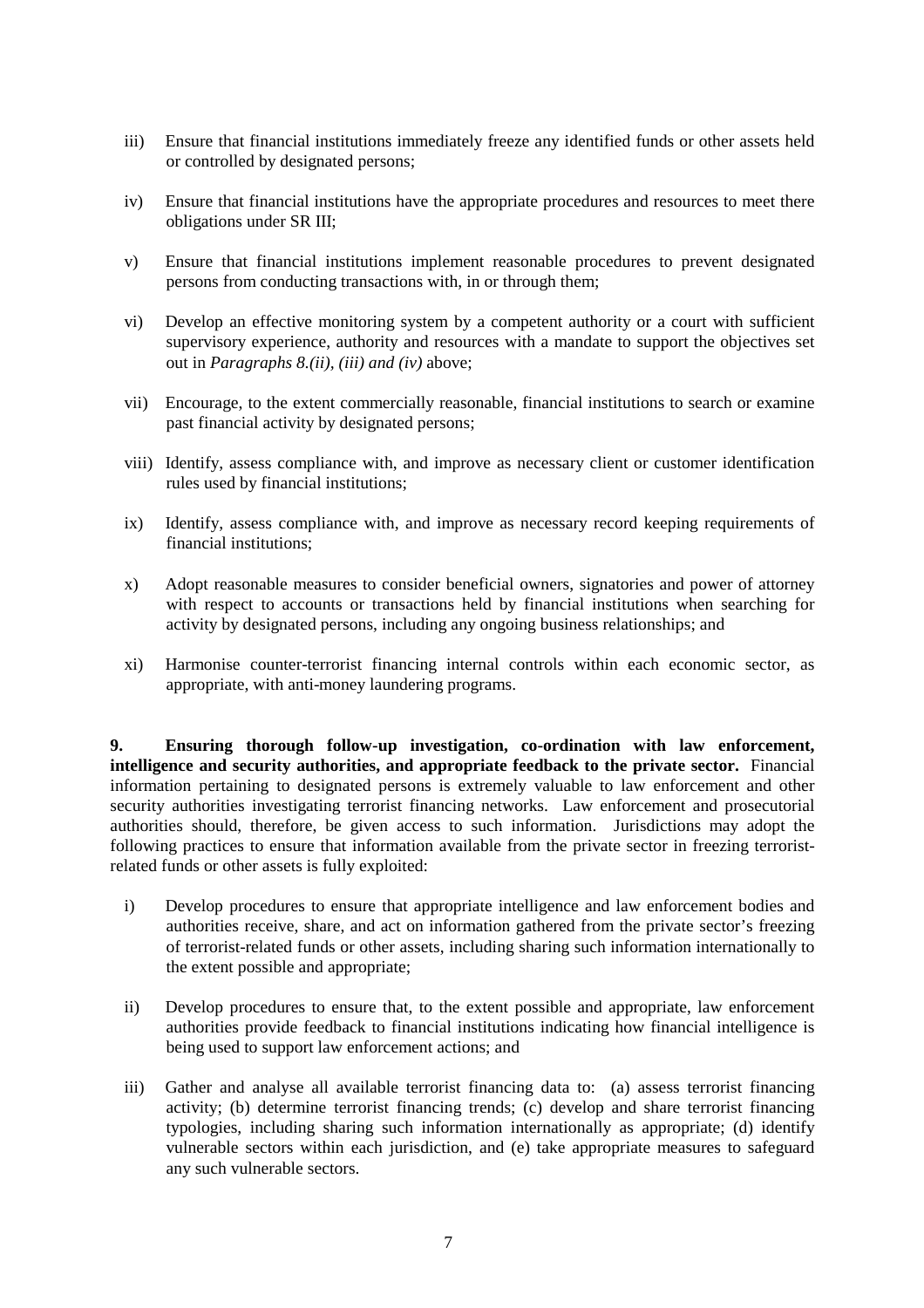iii) Ensure that financial institutions immediately freeze any identified funds or other assets held or controlled by designated persons;

iv) Ensure that financial institutions have the appropriate procedures and resources to meet there obligations under SR III;

v) Ensure that financial institutions implement reasonable procedures to prevent designated persons from conducting transactions with, in or through them;

vi) Develop an effective monitoring system by a competent authority or a court with sufficient supervisory experience, authority and resources with a mandate to support the objectives set out in *Paragraphs 8.(ii), (iii) and (iv)* above;

vii) Encourage, to the extent commercially reasonable, financial institutions to search or examine past financial activity by designated persons;

viii) Identify, assess compliance with, and improve as necessary client or customer identification rules used by financial institutions;

ix) Identify, assess compliance with, and improve as necessary record keeping requirements of financial institutions;

x) Adopt reasonable measures to consider beneficial owners, signatories and power of attorney with respect to accounts or transactions held by financial institutions when searching for activity by designated persons, including any ongoing business relationships; and

xi) Harmonise counter-terrorist financing internal controls within each economic sector, as appropriate, with anti-money laundering programs.

**9. Ensuring thorough follow-up investigation, co-ordination with law enforcement, intelligence and security authorities, and appropriate feedback to the private sector.** Financial information pertaining to designated persons is extremely valuable to law enforcement and other security authorities investigating terrorist financing networks. Law enforcement and prosecutorial authorities should, therefore, be given access to such information. Jurisdictions may adopt the following practices to ensure that information available from the private sector in freezing terrorist-related funds or other assets is fully exploited:

i) Develop procedures to ensure that appropriate intelligence and law enforcement bodies and authorities receive, share, and act on information gathered from the private sector's freezing of terrorist-related funds or other assets, including sharing such information internationally to the extent possible and appropriate;

ii) Develop procedures to ensure that, to the extent possible and appropriate, law enforcement authorities provide feedback to financial institutions indicating how financial intelligence is being used to support law enforcement actions; and

iii) Gather and analyse all available terrorist financing data to: (a) assess terrorist financing activity; (b) determine terrorist financing trends; (c) develop and share terrorist financing typologies, including sharing such information internationally as appropriate; (d) identify vulnerable sectors within each jurisdiction, and (e) take appropriate measures to safeguard any such vulnerable sectors.